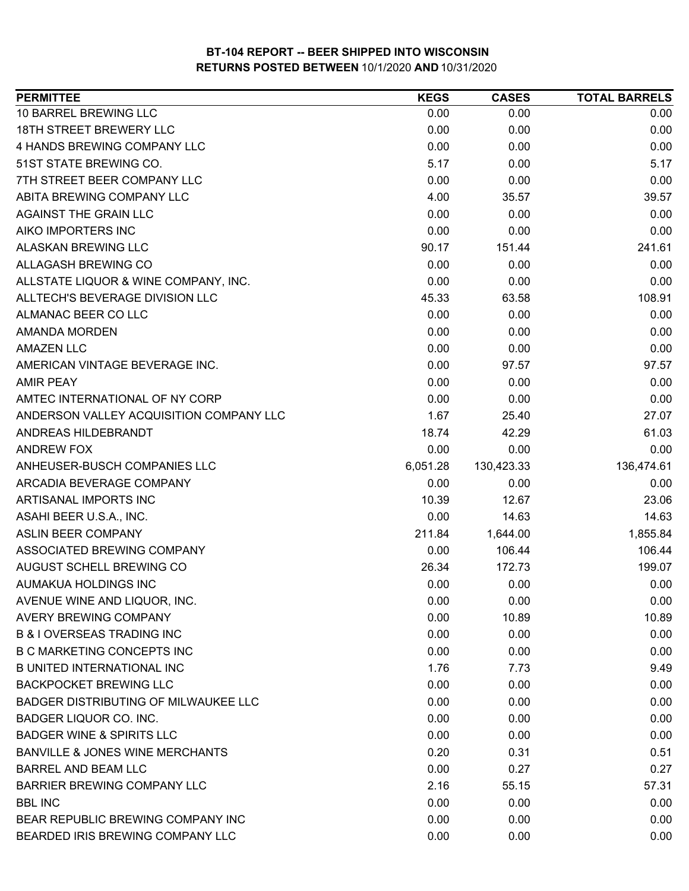# BT-104 REPORT -- BEER SHIPPED INTO WISCONSIN
## RETURNS POSTED BETWEEN 10/1/2020 AND 10/31/2020

| PERMITTEE | KEGS | CASES | TOTAL BARRELS |
|---|---|---|---|
| 10 BARREL BREWING LLC | 0.00 | 0.00 | 0.00 |
| 18TH STREET BREWERY LLC | 0.00 | 0.00 | 0.00 |
| 4 HANDS BREWING COMPANY LLC | 0.00 | 0.00 | 0.00 |
| 51ST STATE BREWING CO. | 5.17 | 0.00 | 5.17 |
| 7TH STREET BEER COMPANY LLC | 0.00 | 0.00 | 0.00 |
| ABITA BREWING COMPANY LLC | 4.00 | 35.57 | 39.57 |
| AGAINST THE GRAIN LLC | 0.00 | 0.00 | 0.00 |
| AIKO IMPORTERS INC | 0.00 | 0.00 | 0.00 |
| ALASKAN BREWING LLC | 90.17 | 151.44 | 241.61 |
| ALLAGASH BREWING CO | 0.00 | 0.00 | 0.00 |
| ALLSTATE LIQUOR & WINE COMPANY, INC. | 0.00 | 0.00 | 0.00 |
| ALLTECH'S BEVERAGE DIVISION LLC | 45.33 | 63.58 | 108.91 |
| ALMANAC BEER CO LLC | 0.00 | 0.00 | 0.00 |
| AMANDA MORDEN | 0.00 | 0.00 | 0.00 |
| AMAZEN LLC | 0.00 | 0.00 | 0.00 |
| AMERICAN VINTAGE BEVERAGE INC. | 0.00 | 97.57 | 97.57 |
| AMIR PEAY | 0.00 | 0.00 | 0.00 |
| AMTEC INTERNATIONAL OF NY CORP | 0.00 | 0.00 | 0.00 |
| ANDERSON VALLEY ACQUISITION COMPANY LLC | 1.67 | 25.40 | 27.07 |
| ANDREAS HILDEBRANDT | 18.74 | 42.29 | 61.03 |
| ANDREW FOX | 0.00 | 0.00 | 0.00 |
| ANHEUSER-BUSCH COMPANIES LLC | 6,051.28 | 130,423.33 | 136,474.61 |
| ARCADIA BEVERAGE COMPANY | 0.00 | 0.00 | 0.00 |
| ARTISANAL IMPORTS INC | 10.39 | 12.67 | 23.06 |
| ASAHI BEER U.S.A., INC. | 0.00 | 14.63 | 14.63 |
| ASLIN BEER COMPANY | 211.84 | 1,644.00 | 1,855.84 |
| ASSOCIATED BREWING COMPANY | 0.00 | 106.44 | 106.44 |
| AUGUST SCHELL BREWING CO | 26.34 | 172.73 | 199.07 |
| AUMAKUA HOLDINGS INC | 0.00 | 0.00 | 0.00 |
| AVENUE WINE AND LIQUOR, INC. | 0.00 | 0.00 | 0.00 |
| AVERY BREWING COMPANY | 0.00 | 10.89 | 10.89 |
| B & I OVERSEAS TRADING INC | 0.00 | 0.00 | 0.00 |
| B C MARKETING CONCEPTS INC | 0.00 | 0.00 | 0.00 |
| B UNITED INTERNATIONAL INC | 1.76 | 7.73 | 9.49 |
| BACKPOCKET BREWING LLC | 0.00 | 0.00 | 0.00 |
| BADGER DISTRIBUTING OF MILWAUKEE LLC | 0.00 | 0.00 | 0.00 |
| BADGER LIQUOR CO. INC. | 0.00 | 0.00 | 0.00 |
| BADGER WINE & SPIRITS LLC | 0.00 | 0.00 | 0.00 |
| BANVILLE & JONES WINE MERCHANTS | 0.20 | 0.31 | 0.51 |
| BARREL AND BEAM LLC | 0.00 | 0.27 | 0.27 |
| BARRIER BREWING COMPANY LLC | 2.16 | 55.15 | 57.31 |
| BBL INC | 0.00 | 0.00 | 0.00 |
| BEAR REPUBLIC BREWING COMPANY INC | 0.00 | 0.00 | 0.00 |
| BEARDED IRIS BREWING COMPANY LLC | 0.00 | 0.00 | 0.00 |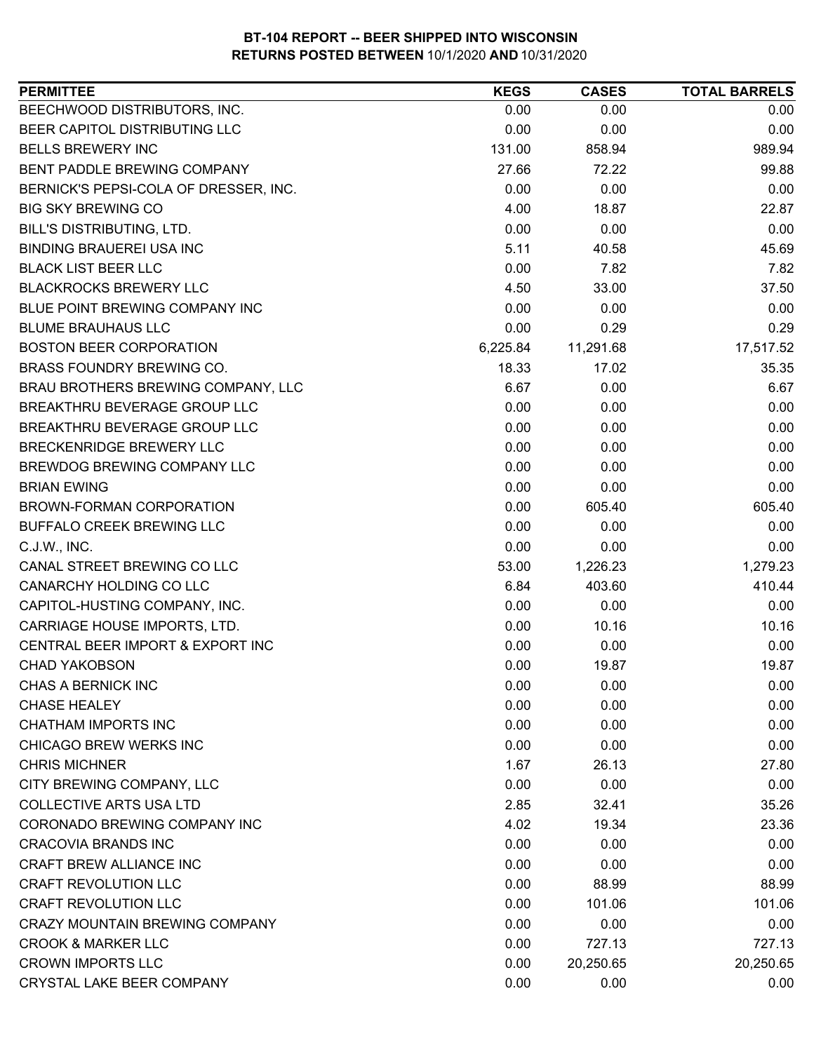**BT-104 REPORT -- BEER SHIPPED INTO WISCONSIN**
**RETURNS POSTED BETWEEN** 10/1/2020 **AND** 10/31/2020

| PERMITTEE | KEGS | CASES | TOTAL BARRELS |
|---|---|---|---|
| BEECHWOOD DISTRIBUTORS, INC. | 0.00 | 0.00 | 0.00 |
| BEER CAPITOL DISTRIBUTING LLC | 0.00 | 0.00 | 0.00 |
| BELLS BREWERY INC | 131.00 | 858.94 | 989.94 |
| BENT PADDLE BREWING COMPANY | 27.66 | 72.22 | 99.88 |
| BERNICK'S PEPSI-COLA OF DRESSER, INC. | 0.00 | 0.00 | 0.00 |
| BIG SKY BREWING CO | 4.00 | 18.87 | 22.87 |
| BILL'S DISTRIBUTING, LTD. | 0.00 | 0.00 | 0.00 |
| BINDING BRAUEREI USA INC | 5.11 | 40.58 | 45.69 |
| BLACK LIST BEER LLC | 0.00 | 7.82 | 7.82 |
| BLACKROCKS BREWERY LLC | 4.50 | 33.00 | 37.50 |
| BLUE POINT BREWING COMPANY INC | 0.00 | 0.00 | 0.00 |
| BLUME BRAUHAUS LLC | 0.00 | 0.29 | 0.29 |
| BOSTON BEER CORPORATION | 6,225.84 | 11,291.68 | 17,517.52 |
| BRASS FOUNDRY BREWING CO. | 18.33 | 17.02 | 35.35 |
| BRAU BROTHERS BREWING COMPANY, LLC | 6.67 | 0.00 | 6.67 |
| BREAKTHRU BEVERAGE GROUP LLC | 0.00 | 0.00 | 0.00 |
| BREAKTHRU BEVERAGE GROUP LLC | 0.00 | 0.00 | 0.00 |
| BRECKENRIDGE BREWERY LLC | 0.00 | 0.00 | 0.00 |
| BREWDOG BREWING COMPANY LLC | 0.00 | 0.00 | 0.00 |
| BRIAN EWING | 0.00 | 0.00 | 0.00 |
| BROWN-FORMAN CORPORATION | 0.00 | 605.40 | 605.40 |
| BUFFALO CREEK BREWING LLC | 0.00 | 0.00 | 0.00 |
| C.J.W., INC. | 0.00 | 0.00 | 0.00 |
| CANAL STREET BREWING CO LLC | 53.00 | 1,226.23 | 1,279.23 |
| CANARCHY HOLDING CO LLC | 6.84 | 403.60 | 410.44 |
| CAPITOL-HUSTING COMPANY, INC. | 0.00 | 0.00 | 0.00 |
| CARRIAGE HOUSE IMPORTS, LTD. | 0.00 | 10.16 | 10.16 |
| CENTRAL BEER IMPORT & EXPORT INC | 0.00 | 0.00 | 0.00 |
| CHAD YAKOBSON | 0.00 | 19.87 | 19.87 |
| CHAS A BERNICK INC | 0.00 | 0.00 | 0.00 |
| CHASE HEALEY | 0.00 | 0.00 | 0.00 |
| CHATHAM IMPORTS INC | 0.00 | 0.00 | 0.00 |
| CHICAGO BREW WERKS INC | 0.00 | 0.00 | 0.00 |
| CHRIS MICHNER | 1.67 | 26.13 | 27.80 |
| CITY BREWING COMPANY, LLC | 0.00 | 0.00 | 0.00 |
| COLLECTIVE ARTS USA LTD | 2.85 | 32.41 | 35.26 |
| CORONADO BREWING COMPANY INC | 4.02 | 19.34 | 23.36 |
| CRACOVIA BRANDS INC | 0.00 | 0.00 | 0.00 |
| CRAFT BREW ALLIANCE INC | 0.00 | 0.00 | 0.00 |
| CRAFT REVOLUTION LLC | 0.00 | 88.99 | 88.99 |
| CRAFT REVOLUTION LLC | 0.00 | 101.06 | 101.06 |
| CRAZY MOUNTAIN BREWING COMPANY | 0.00 | 0.00 | 0.00 |
| CROOK & MARKER LLC | 0.00 | 727.13 | 727.13 |
| CROWN IMPORTS LLC | 0.00 | 20,250.65 | 20,250.65 |
| CRYSTAL LAKE BEER COMPANY | 0.00 | 0.00 | 0.00 |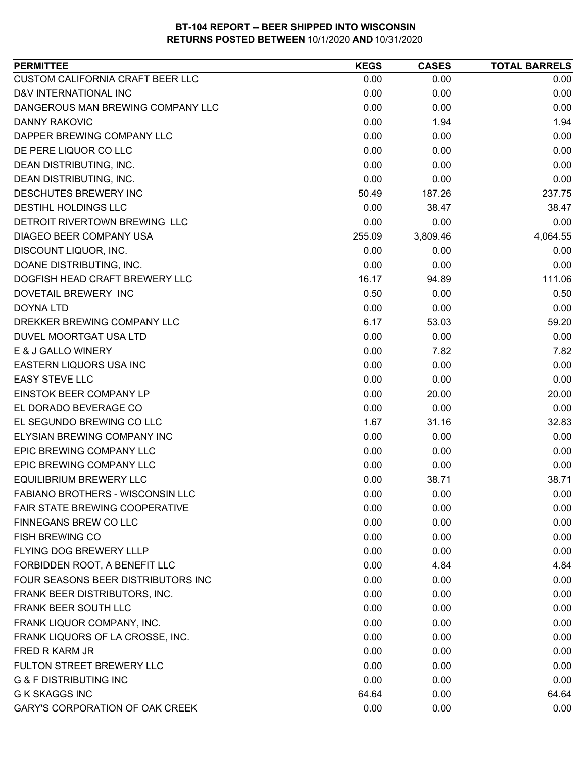**BT-104 REPORT -- BEER SHIPPED INTO WISCONSIN**
**RETURNS POSTED BETWEEN 10/1/2020 AND 10/31/2020**

| PERMITTEE | KEGS | CASES | TOTAL BARRELS |
|---|---|---|---|
| CUSTOM CALIFORNIA CRAFT BEER LLC | 0.00 | 0.00 | 0.00 |
| D&V INTERNATIONAL INC | 0.00 | 0.00 | 0.00 |
| DANGEROUS MAN BREWING COMPANY LLC | 0.00 | 0.00 | 0.00 |
| DANNY RAKOVIC | 0.00 | 1.94 | 1.94 |
| DAPPER BREWING COMPANY LLC | 0.00 | 0.00 | 0.00 |
| DE PERE LIQUOR CO LLC | 0.00 | 0.00 | 0.00 |
| DEAN DISTRIBUTING, INC. | 0.00 | 0.00 | 0.00 |
| DEAN DISTRIBUTING, INC. | 0.00 | 0.00 | 0.00 |
| DESCHUTES BREWERY INC | 50.49 | 187.26 | 237.75 |
| DESTIHL HOLDINGS LLC | 0.00 | 38.47 | 38.47 |
| DETROIT RIVERTOWN BREWING LLC | 0.00 | 0.00 | 0.00 |
| DIAGEO BEER COMPANY USA | 255.09 | 3,809.46 | 4,064.55 |
| DISCOUNT LIQUOR, INC. | 0.00 | 0.00 | 0.00 |
| DOANE DISTRIBUTING, INC. | 0.00 | 0.00 | 0.00 |
| DOGFISH HEAD CRAFT BREWERY LLC | 16.17 | 94.89 | 111.06 |
| DOVETAIL BREWERY INC | 0.50 | 0.00 | 0.50 |
| DOYNA LTD | 0.00 | 0.00 | 0.00 |
| DREKKER BREWING COMPANY LLC | 6.17 | 53.03 | 59.20 |
| DUVEL MOORTGAT USA LTD | 0.00 | 0.00 | 0.00 |
| E & J GALLO WINERY | 0.00 | 7.82 | 7.82 |
| EASTERN LIQUORS USA INC | 0.00 | 0.00 | 0.00 |
| EASY STEVE LLC | 0.00 | 0.00 | 0.00 |
| EINSTOK BEER COMPANY LP | 0.00 | 20.00 | 20.00 |
| EL DORADO BEVERAGE CO | 0.00 | 0.00 | 0.00 |
| EL SEGUNDO BREWING CO LLC | 1.67 | 31.16 | 32.83 |
| ELYSIAN BREWING COMPANY INC | 0.00 | 0.00 | 0.00 |
| EPIC BREWING COMPANY LLC | 0.00 | 0.00 | 0.00 |
| EPIC BREWING COMPANY LLC | 0.00 | 0.00 | 0.00 |
| EQUILIBRIUM BREWERY LLC | 0.00 | 38.71 | 38.71 |
| FABIANO BROTHERS - WISCONSIN LLC | 0.00 | 0.00 | 0.00 |
| FAIR STATE BREWING COOPERATIVE | 0.00 | 0.00 | 0.00 |
| FINNEGANS BREW CO LLC | 0.00 | 0.00 | 0.00 |
| FISH BREWING CO | 0.00 | 0.00 | 0.00 |
| FLYING DOG BREWERY LLLP | 0.00 | 0.00 | 0.00 |
| FORBIDDEN ROOT, A BENEFIT LLC | 0.00 | 4.84 | 4.84 |
| FOUR SEASONS BEER DISTRIBUTORS INC | 0.00 | 0.00 | 0.00 |
| FRANK BEER DISTRIBUTORS, INC. | 0.00 | 0.00 | 0.00 |
| FRANK BEER SOUTH LLC | 0.00 | 0.00 | 0.00 |
| FRANK LIQUOR COMPANY, INC. | 0.00 | 0.00 | 0.00 |
| FRANK LIQUORS OF LA CROSSE, INC. | 0.00 | 0.00 | 0.00 |
| FRED R KARM JR | 0.00 | 0.00 | 0.00 |
| FULTON STREET BREWERY LLC | 0.00 | 0.00 | 0.00 |
| G & F DISTRIBUTING INC | 0.00 | 0.00 | 0.00 |
| G K SKAGGS INC | 64.64 | 0.00 | 64.64 |
| GARY'S CORPORATION OF OAK CREEK | 0.00 | 0.00 | 0.00 |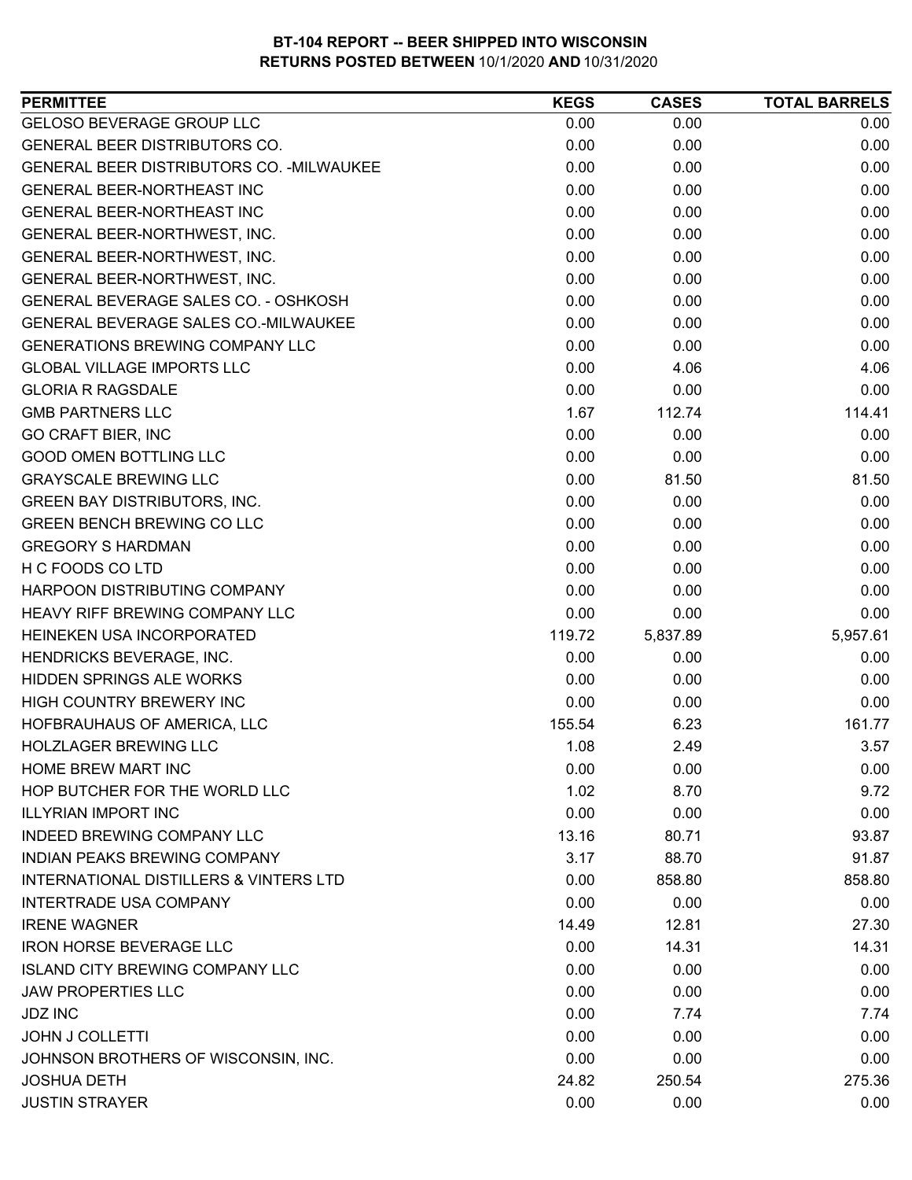**BT-104 REPORT -- BEER SHIPPED INTO WISCONSIN**
**RETURNS POSTED BETWEEN** 10/1/2020 **AND** 10/31/2020

| PERMITTEE | KEGS | CASES | TOTAL BARRELS |
|---|---|---|---|
| GELOSO BEVERAGE GROUP LLC | 0.00 | 0.00 | 0.00 |
| GENERAL BEER DISTRIBUTORS CO. | 0.00 | 0.00 | 0.00 |
| GENERAL BEER DISTRIBUTORS CO. -MILWAUKEE | 0.00 | 0.00 | 0.00 |
| GENERAL BEER-NORTHEAST INC | 0.00 | 0.00 | 0.00 |
| GENERAL BEER-NORTHEAST INC | 0.00 | 0.00 | 0.00 |
| GENERAL BEER-NORTHWEST, INC. | 0.00 | 0.00 | 0.00 |
| GENERAL BEER-NORTHWEST, INC. | 0.00 | 0.00 | 0.00 |
| GENERAL BEER-NORTHWEST, INC. | 0.00 | 0.00 | 0.00 |
| GENERAL BEVERAGE SALES CO. - OSHKOSH | 0.00 | 0.00 | 0.00 |
| GENERAL BEVERAGE SALES CO.-MILWAUKEE | 0.00 | 0.00 | 0.00 |
| GENERATIONS BREWING COMPANY LLC | 0.00 | 0.00 | 0.00 |
| GLOBAL VILLAGE IMPORTS LLC | 0.00 | 4.06 | 4.06 |
| GLORIA R RAGSDALE | 0.00 | 0.00 | 0.00 |
| GMB PARTNERS LLC | 1.67 | 112.74 | 114.41 |
| GO CRAFT BIER, INC | 0.00 | 0.00 | 0.00 |
| GOOD OMEN BOTTLING LLC | 0.00 | 0.00 | 0.00 |
| GRAYSCALE BREWING LLC | 0.00 | 81.50 | 81.50 |
| GREEN BAY DISTRIBUTORS, INC. | 0.00 | 0.00 | 0.00 |
| GREEN BENCH BREWING CO LLC | 0.00 | 0.00 | 0.00 |
| GREGORY S HARDMAN | 0.00 | 0.00 | 0.00 |
| H C FOODS CO LTD | 0.00 | 0.00 | 0.00 |
| HARPOON DISTRIBUTING COMPANY | 0.00 | 0.00 | 0.00 |
| HEAVY RIFF BREWING COMPANY LLC | 0.00 | 0.00 | 0.00 |
| HEINEKEN USA INCORPORATED | 119.72 | 5,837.89 | 5,957.61 |
| HENDRICKS BEVERAGE, INC. | 0.00 | 0.00 | 0.00 |
| HIDDEN SPRINGS ALE WORKS | 0.00 | 0.00 | 0.00 |
| HIGH COUNTRY BREWERY INC | 0.00 | 0.00 | 0.00 |
| HOFBRAUHAUS OF AMERICA, LLC | 155.54 | 6.23 | 161.77 |
| HOLZLAGER BREWING LLC | 1.08 | 2.49 | 3.57 |
| HOME BREW MART INC | 0.00 | 0.00 | 0.00 |
| HOP BUTCHER FOR THE WORLD LLC | 1.02 | 8.70 | 9.72 |
| ILLYRIAN IMPORT INC | 0.00 | 0.00 | 0.00 |
| INDEED BREWING COMPANY LLC | 13.16 | 80.71 | 93.87 |
| INDIAN PEAKS BREWING COMPANY | 3.17 | 88.70 | 91.87 |
| INTERNATIONAL DISTILLERS & VINTERS LTD | 0.00 | 858.80 | 858.80 |
| INTERTRADE USA COMPANY | 0.00 | 0.00 | 0.00 |
| IRENE WAGNER | 14.49 | 12.81 | 27.30 |
| IRON HORSE BEVERAGE LLC | 0.00 | 14.31 | 14.31 |
| ISLAND CITY BREWING COMPANY LLC | 0.00 | 0.00 | 0.00 |
| JAW PROPERTIES LLC | 0.00 | 0.00 | 0.00 |
| JDZ INC | 0.00 | 7.74 | 7.74 |
| JOHN J COLLETTI | 0.00 | 0.00 | 0.00 |
| JOHNSON BROTHERS OF WISCONSIN, INC. | 0.00 | 0.00 | 0.00 |
| JOSHUA DETH | 24.82 | 250.54 | 275.36 |
| JUSTIN STRAYER | 0.00 | 0.00 | 0.00 |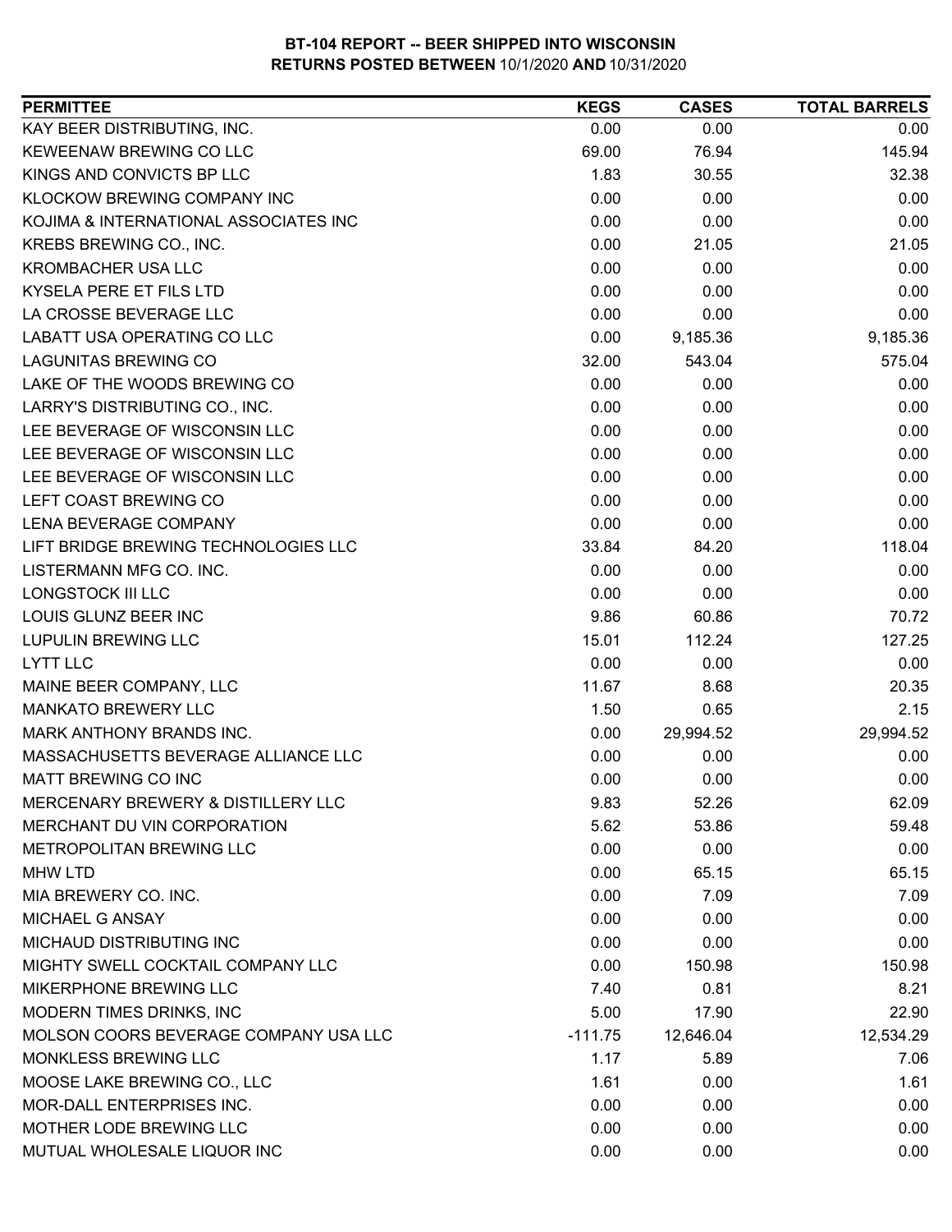## BT-104 REPORT -- BEER SHIPPED INTO WISCONSIN
## RETURNS POSTED BETWEEN 10/1/2020 AND 10/31/2020

| PERMITTEE | KEGS | CASES | TOTAL BARRELS |
|---|---|---|---|
| KAY BEER DISTRIBUTING, INC. | 0.00 | 0.00 | 0.00 |
| KEWEENAW BREWING CO LLC | 69.00 | 76.94 | 145.94 |
| KINGS AND CONVICTS BP LLC | 1.83 | 30.55 | 32.38 |
| KLOCKOW BREWING COMPANY INC | 0.00 | 0.00 | 0.00 |
| KOJIMA & INTERNATIONAL ASSOCIATES INC | 0.00 | 0.00 | 0.00 |
| KREBS BREWING CO., INC. | 0.00 | 21.05 | 21.05 |
| KROMBACHER USA LLC | 0.00 | 0.00 | 0.00 |
| KYSELA PERE ET FILS LTD | 0.00 | 0.00 | 0.00 |
| LA CROSSE BEVERAGE LLC | 0.00 | 0.00 | 0.00 |
| LABATT USA OPERATING CO LLC | 0.00 | 9,185.36 | 9,185.36 |
| LAGUNITAS BREWING CO | 32.00 | 543.04 | 575.04 |
| LAKE OF THE WOODS BREWING CO | 0.00 | 0.00 | 0.00 |
| LARRY'S DISTRIBUTING CO., INC. | 0.00 | 0.00 | 0.00 |
| LEE BEVERAGE OF WISCONSIN LLC | 0.00 | 0.00 | 0.00 |
| LEE BEVERAGE OF WISCONSIN LLC | 0.00 | 0.00 | 0.00 |
| LEE BEVERAGE OF WISCONSIN LLC | 0.00 | 0.00 | 0.00 |
| LEFT COAST BREWING CO | 0.00 | 0.00 | 0.00 |
| LENA BEVERAGE COMPANY | 0.00 | 0.00 | 0.00 |
| LIFT BRIDGE BREWING TECHNOLOGIES LLC | 33.84 | 84.20 | 118.04 |
| LISTERMANN MFG CO. INC. | 0.00 | 0.00 | 0.00 |
| LONGSTOCK III LLC | 0.00 | 0.00 | 0.00 |
| LOUIS GLUNZ BEER INC | 9.86 | 60.86 | 70.72 |
| LUPULIN BREWING LLC | 15.01 | 112.24 | 127.25 |
| LYTT LLC | 0.00 | 0.00 | 0.00 |
| MAINE BEER COMPANY, LLC | 11.67 | 8.68 | 20.35 |
| MANKATO BREWERY LLC | 1.50 | 0.65 | 2.15 |
| MARK ANTHONY BRANDS INC. | 0.00 | 29,994.52 | 29,994.52 |
| MASSACHUSETTS BEVERAGE ALLIANCE LLC | 0.00 | 0.00 | 0.00 |
| MATT BREWING CO INC | 0.00 | 0.00 | 0.00 |
| MERCENARY BREWERY & DISTILLERY LLC | 9.83 | 52.26 | 62.09 |
| MERCHANT DU VIN CORPORATION | 5.62 | 53.86 | 59.48 |
| METROPOLITAN BREWING LLC | 0.00 | 0.00 | 0.00 |
| MHW LTD | 0.00 | 65.15 | 65.15 |
| MIA BREWERY CO. INC. | 0.00 | 7.09 | 7.09 |
| MICHAEL G ANSAY | 0.00 | 0.00 | 0.00 |
| MICHAUD DISTRIBUTING INC | 0.00 | 0.00 | 0.00 |
| MIGHTY SWELL COCKTAIL COMPANY LLC | 0.00 | 150.98 | 150.98 |
| MIKERPHONE BREWING LLC | 7.40 | 0.81 | 8.21 |
| MODERN TIMES DRINKS, INC | 5.00 | 17.90 | 22.90 |
| MOLSON COORS BEVERAGE COMPANY USA LLC | -111.75 | 12,646.04 | 12,534.29 |
| MONKLESS BREWING LLC | 1.17 | 5.89 | 7.06 |
| MOOSE LAKE BREWING CO., LLC | 1.61 | 0.00 | 1.61 |
| MOR-DALL ENTERPRISES INC. | 0.00 | 0.00 | 0.00 |
| MOTHER LODE BREWING LLC | 0.00 | 0.00 | 0.00 |
| MUTUAL WHOLESALE LIQUOR INC | 0.00 | 0.00 | 0.00 |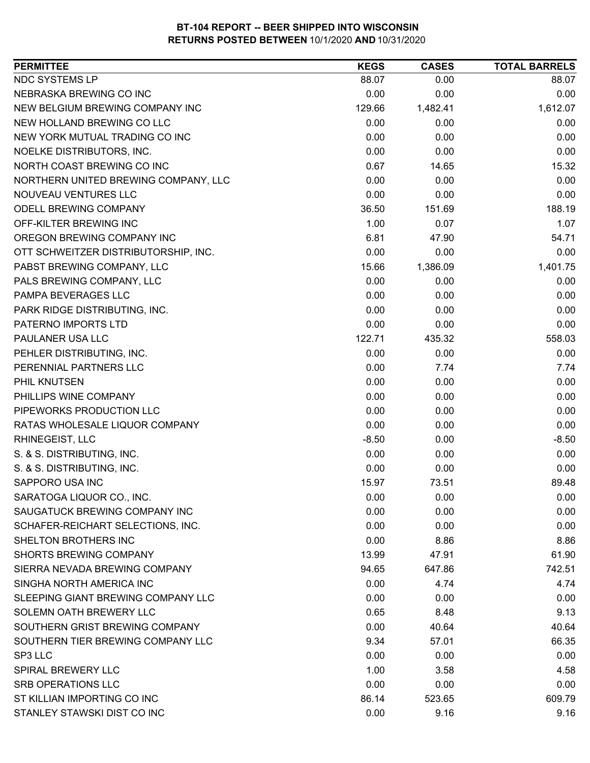**BT-104 REPORT -- BEER SHIPPED INTO WISCONSIN**
**RETURNS POSTED BETWEEN** 10/1/2020 **AND** 10/31/2020

| PERMITTEE | KEGS | CASES | TOTAL BARRELS |
|---|---|---|---|
| NDC SYSTEMS LP | 88.07 | 0.00 | 88.07 |
| NEBRASKA BREWING CO INC | 0.00 | 0.00 | 0.00 |
| NEW BELGIUM BREWING COMPANY INC | 129.66 | 1,482.41 | 1,612.07 |
| NEW HOLLAND BREWING CO LLC | 0.00 | 0.00 | 0.00 |
| NEW YORK MUTUAL TRADING CO INC | 0.00 | 0.00 | 0.00 |
| NOELKE DISTRIBUTORS, INC. | 0.00 | 0.00 | 0.00 |
| NORTH COAST BREWING CO INC | 0.67 | 14.65 | 15.32 |
| NORTHERN UNITED BREWING COMPANY, LLC | 0.00 | 0.00 | 0.00 |
| NOUVEAU VENTURES LLC | 0.00 | 0.00 | 0.00 |
| ODELL BREWING COMPANY | 36.50 | 151.69 | 188.19 |
| OFF-KILTER BREWING INC | 1.00 | 0.07 | 1.07 |
| OREGON BREWING COMPANY INC | 6.81 | 47.90 | 54.71 |
| OTT SCHWEITZER DISTRIBUTORSHIP, INC. | 0.00 | 0.00 | 0.00 |
| PABST BREWING COMPANY, LLC | 15.66 | 1,386.09 | 1,401.75 |
| PALS BREWING COMPANY, LLC | 0.00 | 0.00 | 0.00 |
| PAMPA BEVERAGES LLC | 0.00 | 0.00 | 0.00 |
| PARK RIDGE DISTRIBUTING, INC. | 0.00 | 0.00 | 0.00 |
| PATERNO IMPORTS LTD | 0.00 | 0.00 | 0.00 |
| PAULANER USA LLC | 122.71 | 435.32 | 558.03 |
| PEHLER DISTRIBUTING, INC. | 0.00 | 0.00 | 0.00 |
| PERENNIAL PARTNERS LLC | 0.00 | 7.74 | 7.74 |
| PHIL KNUTSEN | 0.00 | 0.00 | 0.00 |
| PHILLIPS WINE COMPANY | 0.00 | 0.00 | 0.00 |
| PIPEWORKS PRODUCTION LLC | 0.00 | 0.00 | 0.00 |
| RATAS WHOLESALE LIQUOR COMPANY | 0.00 | 0.00 | 0.00 |
| RHINEGEIST, LLC | -8.50 | 0.00 | -8.50 |
| S. & S. DISTRIBUTING, INC. | 0.00 | 0.00 | 0.00 |
| S. & S. DISTRIBUTING, INC. | 0.00 | 0.00 | 0.00 |
| SAPPORO USA INC | 15.97 | 73.51 | 89.48 |
| SARATOGA LIQUOR CO., INC. | 0.00 | 0.00 | 0.00 |
| SAUGATUCK BREWING COMPANY INC | 0.00 | 0.00 | 0.00 |
| SCHAFER-REICHART SELECTIONS, INC. | 0.00 | 0.00 | 0.00 |
| SHELTON BROTHERS INC | 0.00 | 8.86 | 8.86 |
| SHORTS BREWING COMPANY | 13.99 | 47.91 | 61.90 |
| SIERRA NEVADA BREWING COMPANY | 94.65 | 647.86 | 742.51 |
| SINGHA NORTH AMERICA INC | 0.00 | 4.74 | 4.74 |
| SLEEPING GIANT BREWING COMPANY LLC | 0.00 | 0.00 | 0.00 |
| SOLEMN OATH BREWERY LLC | 0.65 | 8.48 | 9.13 |
| SOUTHERN GRIST BREWING COMPANY | 0.00 | 40.64 | 40.64 |
| SOUTHERN TIER BREWING COMPANY LLC | 9.34 | 57.01 | 66.35 |
| SP3 LLC | 0.00 | 0.00 | 0.00 |
| SPIRAL BREWERY LLC | 1.00 | 3.58 | 4.58 |
| SRB OPERATIONS LLC | 0.00 | 0.00 | 0.00 |
| ST KILLIAN IMPORTING CO INC | 86.14 | 523.65 | 609.79 |
| STANLEY STAWSKI DIST CO INC | 0.00 | 9.16 | 9.16 |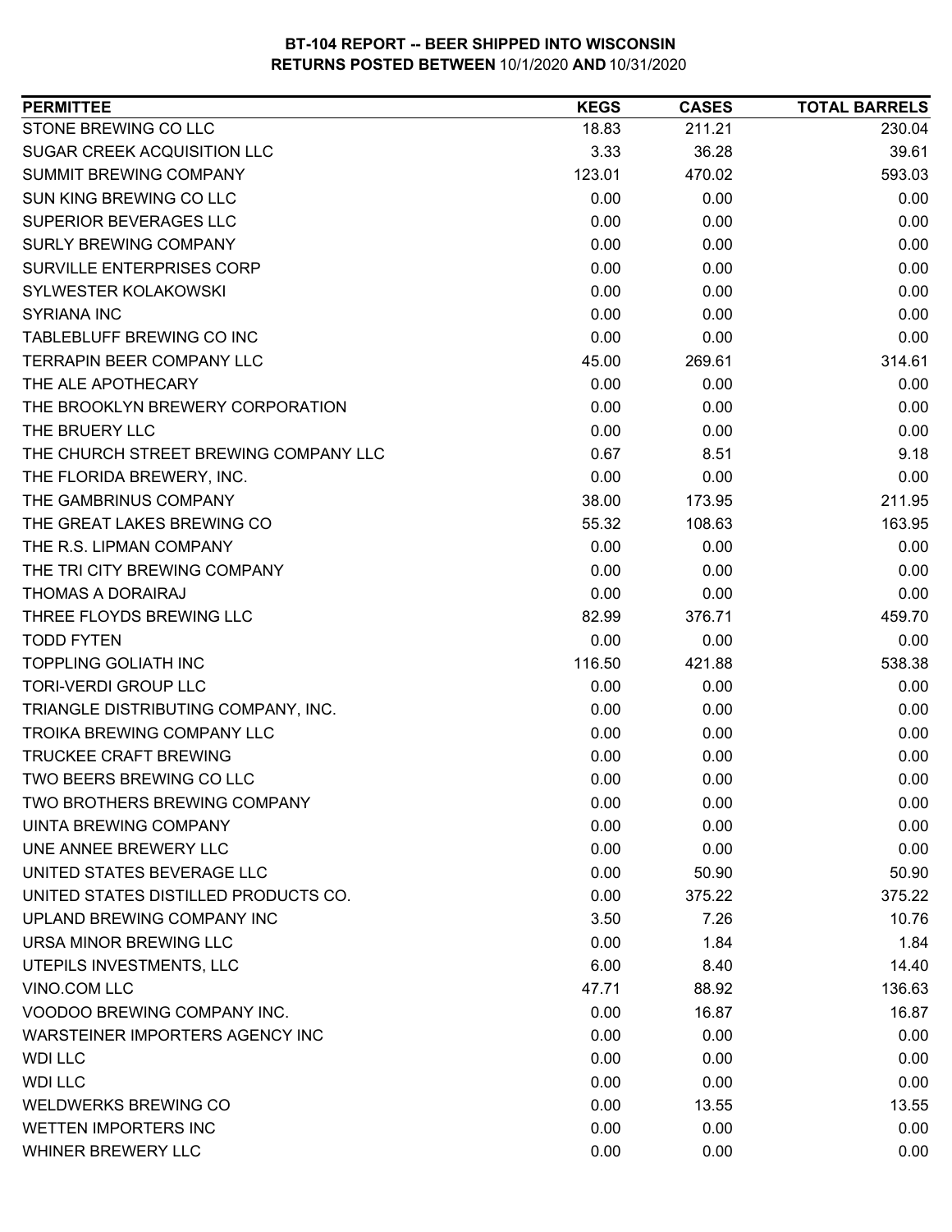**BT-104 REPORT -- BEER SHIPPED INTO WISCONSIN**
**RETURNS POSTED BETWEEN 10/1/2020 AND 10/31/2020**

| PERMITTEE | KEGS | CASES | TOTAL BARRELS |
|---|---|---|---|
| STONE BREWING CO LLC | 18.83 | 211.21 | 230.04 |
| SUGAR CREEK ACQUISITION LLC | 3.33 | 36.28 | 39.61 |
| SUMMIT BREWING COMPANY | 123.01 | 470.02 | 593.03 |
| SUN KING BREWING CO LLC | 0.00 | 0.00 | 0.00 |
| SUPERIOR BEVERAGES LLC | 0.00 | 0.00 | 0.00 |
| SURLY BREWING COMPANY | 0.00 | 0.00 | 0.00 |
| SURVILLE ENTERPRISES CORP | 0.00 | 0.00 | 0.00 |
| SYLWESTER KOLAKOWSKI | 0.00 | 0.00 | 0.00 |
| SYRIANA INC | 0.00 | 0.00 | 0.00 |
| TABLEBLUFF BREWING CO INC | 0.00 | 0.00 | 0.00 |
| TERRAPIN BEER COMPANY LLC | 45.00 | 269.61 | 314.61 |
| THE ALE APOTHECARY | 0.00 | 0.00 | 0.00 |
| THE BROOKLYN BREWERY CORPORATION | 0.00 | 0.00 | 0.00 |
| THE BRUERY LLC | 0.00 | 0.00 | 0.00 |
| THE CHURCH STREET BREWING COMPANY LLC | 0.67 | 8.51 | 9.18 |
| THE FLORIDA BREWERY, INC. | 0.00 | 0.00 | 0.00 |
| THE GAMBRINUS COMPANY | 38.00 | 173.95 | 211.95 |
| THE GREAT LAKES BREWING CO | 55.32 | 108.63 | 163.95 |
| THE R.S. LIPMAN COMPANY | 0.00 | 0.00 | 0.00 |
| THE TRI CITY BREWING COMPANY | 0.00 | 0.00 | 0.00 |
| THOMAS A DORAIRAJ | 0.00 | 0.00 | 0.00 |
| THREE FLOYDS BREWING LLC | 82.99 | 376.71 | 459.70 |
| TODD FYTEN | 0.00 | 0.00 | 0.00 |
| TOPPLING GOLIATH INC | 116.50 | 421.88 | 538.38 |
| TORI-VERDI GROUP LLC | 0.00 | 0.00 | 0.00 |
| TRIANGLE DISTRIBUTING COMPANY, INC. | 0.00 | 0.00 | 0.00 |
| TROIKA BREWING COMPANY LLC | 0.00 | 0.00 | 0.00 |
| TRUCKEE CRAFT BREWING | 0.00 | 0.00 | 0.00 |
| TWO BEERS BREWING CO LLC | 0.00 | 0.00 | 0.00 |
| TWO BROTHERS BREWING COMPANY | 0.00 | 0.00 | 0.00 |
| UINTA BREWING COMPANY | 0.00 | 0.00 | 0.00 |
| UNE ANNEE BREWERY LLC | 0.00 | 0.00 | 0.00 |
| UNITED STATES BEVERAGE LLC | 0.00 | 50.90 | 50.90 |
| UNITED STATES DISTILLED PRODUCTS CO. | 0.00 | 375.22 | 375.22 |
| UPLAND BREWING COMPANY INC | 3.50 | 7.26 | 10.76 |
| URSA MINOR BREWING LLC | 0.00 | 1.84 | 1.84 |
| UTEPILS INVESTMENTS, LLC | 6.00 | 8.40 | 14.40 |
| VINO.COM LLC | 47.71 | 88.92 | 136.63 |
| VOODOO BREWING COMPANY INC. | 0.00 | 16.87 | 16.87 |
| WARSTEINER IMPORTERS AGENCY INC | 0.00 | 0.00 | 0.00 |
| WDI LLC | 0.00 | 0.00 | 0.00 |
| WDI LLC | 0.00 | 0.00 | 0.00 |
| WELDWERKS BREWING CO | 0.00 | 13.55 | 13.55 |
| WETTEN IMPORTERS INC | 0.00 | 0.00 | 0.00 |
| WHINER BREWERY LLC | 0.00 | 0.00 | 0.00 |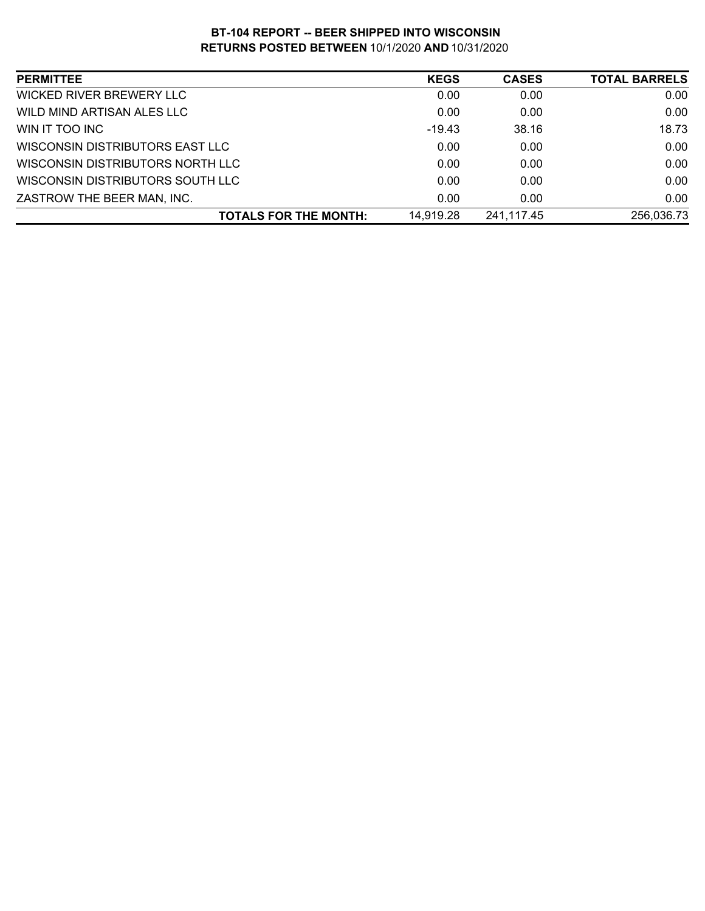**BT-104 REPORT -- BEER SHIPPED INTO WISCONSIN**
**RETURNS POSTED BETWEEN** 10/1/2020 **AND** 10/31/2020

| PERMITTEE | KEGS | CASES | TOTAL BARRELS |
|---|---|---|---|
| WICKED RIVER BREWERY LLC | 0.00 | 0.00 | 0.00 |
| WILD MIND ARTISAN ALES LLC | 0.00 | 0.00 | 0.00 |
| WIN IT TOO INC | -19.43 | 38.16 | 18.73 |
| WISCONSIN DISTRIBUTORS EAST LLC | 0.00 | 0.00 | 0.00 |
| WISCONSIN DISTRIBUTORS NORTH LLC | 0.00 | 0.00 | 0.00 |
| WISCONSIN DISTRIBUTORS SOUTH LLC | 0.00 | 0.00 | 0.00 |
| ZASTROW THE BEER MAN, INC. | 0.00 | 0.00 | 0.00 |
| **TOTALS FOR THE MONTH:** | 14,919.28 | 241,117.45 | 256,036.73 |